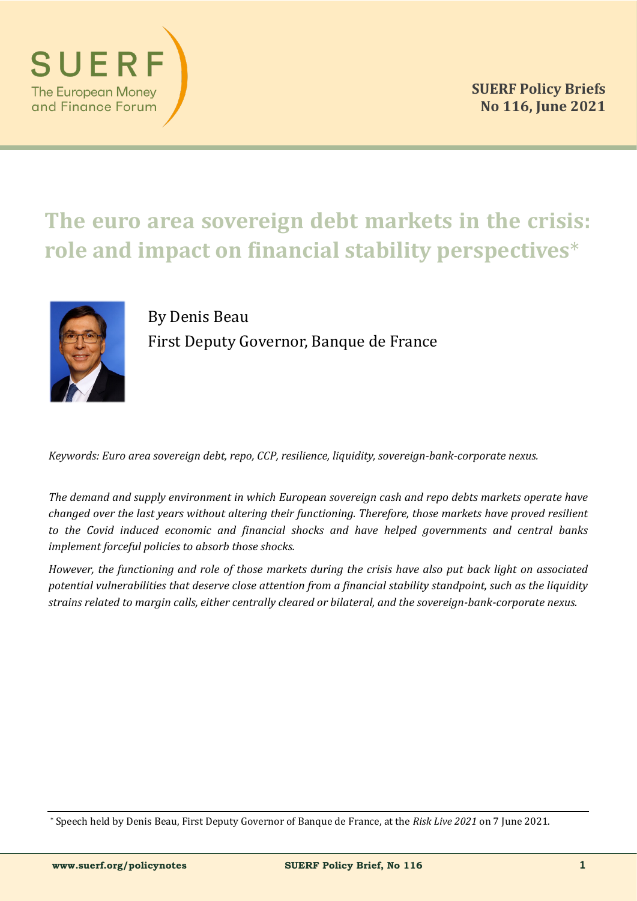SUERF Policy Briefs
No 116, June 2021

# The euro area sovereign debt markets in the crisis: role and impact on financial stability perspectives*

By Denis Beau
First Deputy Governor, Banque de France

*Keywords: Euro area sovereign debt, repo, CCP, resilience, liquidity, sovereign-bank-corporate nexus.*

*The demand and supply environment in which European sovereign cash and repo debts markets operate have changed over the last years without altering their functioning. Therefore, those markets have proved resilient to the Covid induced economic and financial shocks and have helped governments and central banks implement forceful policies to absorb those shocks.*

*However, the functioning and role of those markets during the crisis have also put back light on associated potential vulnerabilities that deserve close attention from a financial stability standpoint, such as the liquidity strains related to margin calls, either centrally cleared or bilateral, and the sovereign-bank-corporate nexus.*

---

* Speech held by Denis Beau, First Deputy Governor of Banque de France, at the *Risk Live 2021* on 7 June 2021.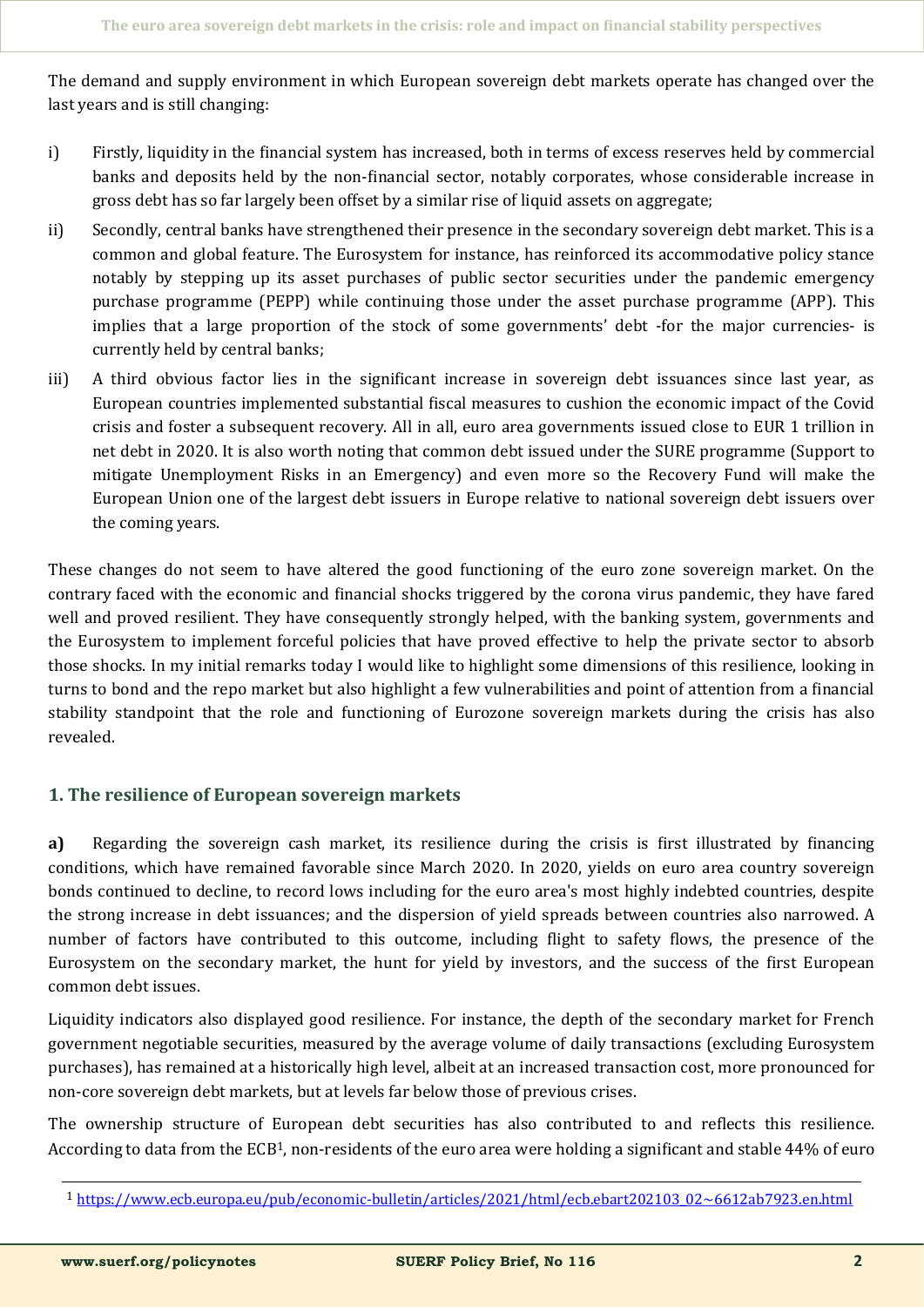The demand and supply environment in which European sovereign debt markets operate has changed over the last years and is still changing:

i) Firstly, liquidity in the financial system has increased, both in terms of excess reserves held by commercial banks and deposits held by the non-financial sector, notably corporates, whose considerable increase in gross debt has so far largely been offset by a similar rise of liquid assets on aggregate;

ii) Secondly, central banks have strengthened their presence in the secondary sovereign debt market. This is a common and global feature. The Eurosystem for instance, has reinforced its accommodative policy stance notably by stepping up its asset purchases of public sector securities under the pandemic emergency purchase programme (PEPP) while continuing those under the asset purchase programme (APP). This implies that a large proportion of the stock of some governments' debt -for the major currencies- is currently held by central banks;

iii) A third obvious factor lies in the significant increase in sovereign debt issuances since last year, as European countries implemented substantial fiscal measures to cushion the economic impact of the Covid crisis and foster a subsequent recovery. All in all, euro area governments issued close to EUR 1 trillion in net debt in 2020. It is also worth noting that common debt issued under the SURE programme (Support to mitigate Unemployment Risks in an Emergency) and even more so the Recovery Fund will make the European Union one of the largest debt issuers in Europe relative to national sovereign debt issuers over the coming years.

These changes do not seem to have altered the good functioning of the euro zone sovereign market. On the contrary faced with the economic and financial shocks triggered by the corona virus pandemic, they have fared well and proved resilient. They have consequently strongly helped, with the banking system, governments and the Eurosystem to implement forceful policies that have proved effective to help the private sector to absorb those shocks. In my initial remarks today I would like to highlight some dimensions of this resilience, looking in turns to bond and the repo market but also highlight a few vulnerabilities and point of attention from a financial stability standpoint that the role and functioning of Eurozone sovereign markets during the crisis has also revealed.

## 1. The resilience of European sovereign markets

**a)** Regarding the sovereign cash market, its resilience during the crisis is first illustrated by financing conditions, which have remained favorable since March 2020. In 2020, yields on euro area country sovereign bonds continued to decline, to record lows including for the euro area's most highly indebted countries, despite the strong increase in debt issuances; and the dispersion of yield spreads between countries also narrowed. A number of factors have contributed to this outcome, including flight to safety flows, the presence of the Eurosystem on the secondary market, the hunt for yield by investors, and the success of the first European common debt issues.

Liquidity indicators also displayed good resilience. For instance, the depth of the secondary market for French government negotiable securities, measured by the average volume of daily transactions (excluding Eurosystem purchases), has remained at a historically high level, albeit at an increased transaction cost, more pronounced for non-core sovereign debt markets, but at levels far below those of previous crises.

The ownership structure of European debt securities has also contributed to and reflects this resilience. According to data from the ECB[1], non-residents of the euro area were holding a significant and stable 44% of euro

[1] https://www.ecb.europa.eu/pub/economic-bulletin/articles/2021/html/ecb.ebart202103_02~6612ab7923.en.html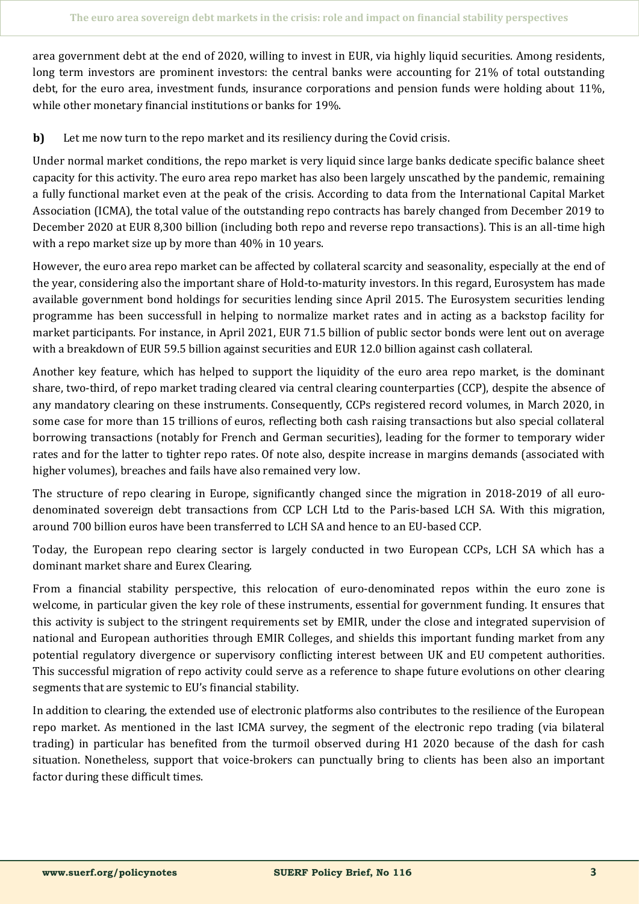area government debt at the end of 2020, willing to invest in EUR, via highly liquid securities. Among residents, long term investors are prominent investors: the central banks were accounting for 21% of total outstanding debt, for the euro area, investment funds, insurance corporations and pension funds were holding about 11%, while other monetary financial institutions or banks for 19%.

**b)** Let me now turn to the repo market and its resiliency during the Covid crisis.

Under normal market conditions, the repo market is very liquid since large banks dedicate specific balance sheet capacity for this activity. The euro area repo market has also been largely unscathed by the pandemic, remaining a fully functional market even at the peak of the crisis. According to data from the International Capital Market Association (ICMA), the total value of the outstanding repo contracts has barely changed from December 2019 to December 2020 at EUR 8,300 billion (including both repo and reverse repo transactions). This is an all-time high with a repo market size up by more than 40% in 10 years.

However, the euro area repo market can be affected by collateral scarcity and seasonality, especially at the end of the year, considering also the important share of Hold-to-maturity investors. In this regard, Eurosystem has made available government bond holdings for securities lending since April 2015. The Eurosystem securities lending programme has been successfull in helping to normalize market rates and in acting as a backstop facility for market participants. For instance, in April 2021, EUR 71.5 billion of public sector bonds were lent out on average with a breakdown of EUR 59.5 billion against securities and EUR 12.0 billion against cash collateral.

Another key feature, which has helped to support the liquidity of the euro area repo market, is the dominant share, two-third, of repo market trading cleared via central clearing counterparties (CCP), despite the absence of any mandatory clearing on these instruments. Consequently, CCPs registered record volumes, in March 2020, in some case for more than 15 trillions of euros, reflecting both cash raising transactions but also special collateral borrowing transactions (notably for French and German securities), leading for the former to temporary wider rates and for the latter to tighter repo rates. Of note also, despite increase in margins demands (associated with higher volumes), breaches and fails have also remained very low.

The structure of repo clearing in Europe, significantly changed since the migration in 2018-2019 of all euro-denominated sovereign debt transactions from CCP LCH Ltd to the Paris-based LCH SA. With this migration, around 700 billion euros have been transferred to LCH SA and hence to an EU-based CCP.

Today, the European repo clearing sector is largely conducted in two European CCPs, LCH SA which has a dominant market share and Eurex Clearing.

From a financial stability perspective, this relocation of euro-denominated repos within the euro zone is welcome, in particular given the key role of these instruments, essential for government funding. It ensures that this activity is subject to the stringent requirements set by EMIR, under the close and integrated supervision of national and European authorities through EMIR Colleges, and shields this important funding market from any potential regulatory divergence or supervisory conflicting interest between UK and EU competent authorities. This successful migration of repo activity could serve as a reference to shape future evolutions on other clearing segments that are systemic to EU's financial stability.

In addition to clearing, the extended use of electronic platforms also contributes to the resilience of the European repo market. As mentioned in the last ICMA survey, the segment of the electronic repo trading (via bilateral trading) in particular has benefited from the turmoil observed during H1 2020 because of the dash for cash situation. Nonetheless, support that voice-brokers can punctually bring to clients has been also an important factor during these difficult times.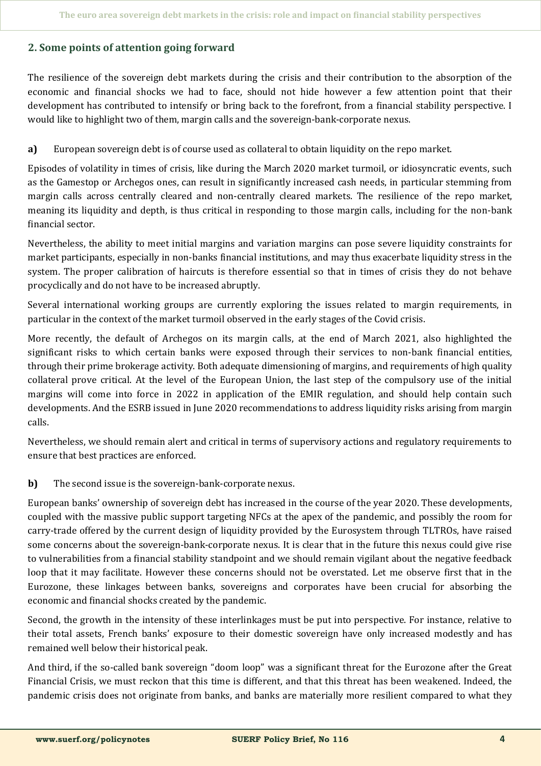## 2. Some points of attention going forward

The resilience of the sovereign debt markets during the crisis and their contribution to the absorption of the economic and financial shocks we had to face, should not hide however a few attention point that their development has contributed to intensify or bring back to the forefront, from a financial stability perspective. I would like to highlight two of them, margin calls and the sovereign-bank-corporate nexus.

**a)** European sovereign debt is of course used as collateral to obtain liquidity on the repo market.

Episodes of volatility in times of crisis, like during the March 2020 market turmoil, or idiosyncratic events, such as the Gamestop or Archegos ones, can result in significantly increased cash needs, in particular stemming from margin calls across centrally cleared and non-centrally cleared markets. The resilience of the repo market, meaning its liquidity and depth, is thus critical in responding to those margin calls, including for the non-bank financial sector.

Nevertheless, the ability to meet initial margins and variation margins can pose severe liquidity constraints for market participants, especially in non-banks financial institutions, and may thus exacerbate liquidity stress in the system. The proper calibration of haircuts is therefore essential so that in times of crisis they do not behave procyclically and do not have to be increased abruptly.

Several international working groups are currently exploring the issues related to margin requirements, in particular in the context of the market turmoil observed in the early stages of the Covid crisis.

More recently, the default of Archegos on its margin calls, at the end of March 2021, also highlighted the significant risks to which certain banks were exposed through their services to non-bank financial entities, through their prime brokerage activity. Both adequate dimensioning of margins, and requirements of high quality collateral prove critical. At the level of the European Union, the last step of the compulsory use of the initial margins will come into force in 2022 in application of the EMIR regulation, and should help contain such developments. And the ESRB issued in June 2020 recommendations to address liquidity risks arising from margin calls.

Nevertheless, we should remain alert and critical in terms of supervisory actions and regulatory requirements to ensure that best practices are enforced.

**b)** The second issue is the sovereign-bank-corporate nexus.

European banks' ownership of sovereign debt has increased in the course of the year 2020. These developments, coupled with the massive public support targeting NFCs at the apex of the pandemic, and possibly the room for carry-trade offered by the current design of liquidity provided by the Eurosystem through TLTROs, have raised some concerns about the sovereign-bank-corporate nexus. It is clear that in the future this nexus could give rise to vulnerabilities from a financial stability standpoint and we should remain vigilant about the negative feedback loop that it may facilitate. However these concerns should not be overstated. Let me observe first that in the Eurozone, these linkages between banks, sovereigns and corporates have been crucial for absorbing the economic and financial shocks created by the pandemic.

Second, the growth in the intensity of these interlinkages must be put into perspective. For instance, relative to their total assets, French banks' exposure to their domestic sovereign have only increased modestly and has remained well below their historical peak.

And third, if the so-called bank sovereign "doom loop" was a significant threat for the Eurozone after the Great Financial Crisis, we must reckon that this time is different, and that this threat has been weakened. Indeed, the pandemic crisis does not originate from banks, and banks are materially more resilient compared to what they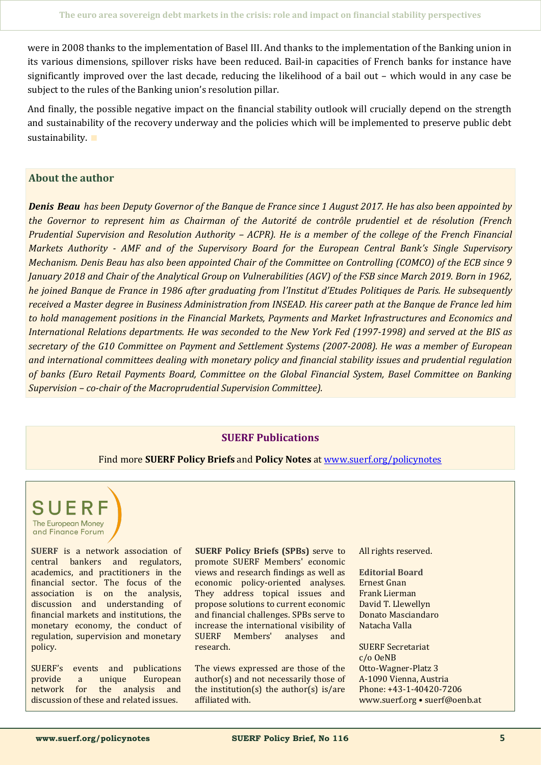were in 2008 thanks to the implementation of Basel III. And thanks to the implementation of the Banking union in its various dimensions, spillover risks have been reduced. Bail-in capacities of French banks for instance have significantly improved over the last decade, reducing the likelihood of a bail out – which would in any case be subject to the rules of the Banking union's resolution pillar.

And finally, the possible negative impact on the financial stability outlook will crucially depend on the strength and sustainability of the recovery underway and the policies which will be implemented to preserve public debt sustainability. ■

## About the author

***Denis Beau*** *has been Deputy Governor of the Banque de France since 1 August 2017. He has also been appointed by the Governor to represent him as Chairman of the Autorité de contrôle prudentiel et de résolution (French Prudential Supervision and Resolution Authority – ACPR). He is a member of the college of the French Financial Markets Authority - AMF and of the Supervisory Board for the European Central Bank's Single Supervisory Mechanism. Denis Beau has also been appointed Chair of the Committee on Controlling (COMCO) of the ECB since 9 January 2018 and Chair of the Analytical Group on Vulnerabilities (AGV) of the FSB since March 2019. Born in 1962, he joined Banque de France in 1986 after graduating from l'Institut d'Etudes Politiques de Paris. He subsequently received a Master degree in Business Administration from INSEAD. His career path at the Banque de France led him to hold management positions in the Financial Markets, Payments and Market Infrastructures and Economics and International Relations departments. He was seconded to the New York Fed (1997-1998) and served at the BIS as secretary of the G10 Committee on Payment and Settlement Systems (2007-2008). He was a member of European and international committees dealing with monetary policy and financial stability issues and prudential regulation of banks (Euro Retail Payments Board, Committee on the Global Financial System, Basel Committee on Banking Supervision – co-chair of the Macroprudential Supervision Committee).*

## SUERF Publications

Find more **SUERF Policy Briefs** and **Policy Notes** at www.suerf.org/policynotes

SUERF
The European Money and Finance Forum

**SUERF** is a network association of central bankers and regulators, academics, and practitioners in the financial sector. The focus of the association is on the analysis, discussion and understanding of financial markets and institutions, the monetary economy, the conduct of regulation, supervision and monetary policy.

SUERF's events and publications provide a unique European network for the analysis and discussion of these and related issues.

**SUERF Policy Briefs (SPBs)** serve to promote SUERF Members' economic views and research findings as well as economic policy-oriented analyses. They address topical issues and propose solutions to current economic and financial challenges. SPBs serve to increase the international visibility of SUERF Members' analyses and research.

The views expressed are those of the author(s) and not necessarily those of the institution(s) the author(s) is/are affiliated with.

All rights reserved.

**Editorial Board**
Ernest Gnan
Frank Lierman
David T. Llewellyn
Donato Masciandaro
Natacha Valla

SUERF Secretariat
c/o OeNB
Otto-Wagner-Platz 3
A-1090 Vienna, Austria
Phone: +43-1-40420-7206
www.suerf.org • suerf@oenb.at